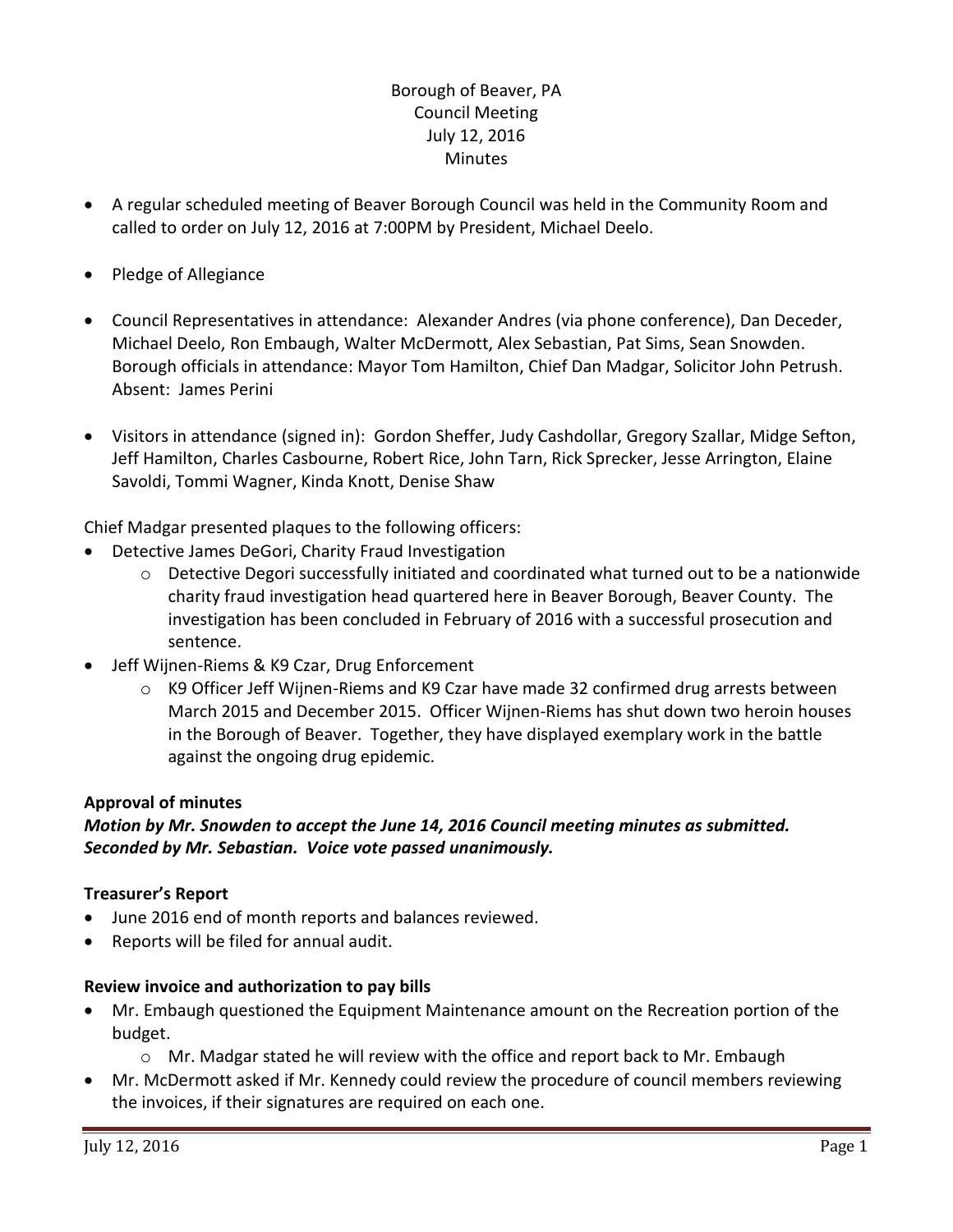# Borough of Beaver, PA
## Council Meeting
## July 12, 2016
## Minutes

- A regular scheduled meeting of Beaver Borough Council was held in the Community Room and called to order on July 12, 2016 at 7:00PM by President, Michael Deelo.
- Pledge of Allegiance
- Council Representatives in attendance: Alexander Andres (via phone conference), Dan Deceder, Michael Deelo, Ron Embaugh, Walter McDermott, Alex Sebastian, Pat Sims, Sean Snowden. Borough officials in attendance: Mayor Tom Hamilton, Chief Dan Madgar, Solicitor John Petrush. Absent: James Perini
- Visitors in attendance (signed in): Gordon Sheffer, Judy Cashdollar, Gregory Szallar, Midge Sefton, Jeff Hamilton, Charles Casbourne, Robert Rice, John Tarn, Rick Sprecker, Jesse Arrington, Elaine Savoldi, Tommi Wagner, Kinda Knott, Denise Shaw

Chief Madgar presented plaques to the following officers:

- Detective James DeGori, Charity Fraud Investigation
  - Detective Degori successfully initiated and coordinated what turned out to be a nationwide charity fraud investigation head quartered here in Beaver Borough, Beaver County. The investigation has been concluded in February of 2016 with a successful prosecution and sentence.
- Jeff Wijnen-Riems & K9 Czar, Drug Enforcement
  - K9 Officer Jeff Wijnen-Riems and K9 Czar have made 32 confirmed drug arrests between March 2015 and December 2015. Officer Wijnen-Riems has shut down two heroin houses in the Borough of Beaver. Together, they have displayed exemplary work in the battle against the ongoing drug epidemic.

**Approval of minutes**

***Motion by Mr. Snowden to accept the June 14, 2016 Council meeting minutes as submitted. Seconded by Mr. Sebastian. Voice vote passed unanimously.***

**Treasurer's Report**

- June 2016 end of month reports and balances reviewed.
- Reports will be filed for annual audit.

**Review invoice and authorization to pay bills**

- Mr. Embaugh questioned the Equipment Maintenance amount on the Recreation portion of the budget.
  - Mr. Madgar stated he will review with the office and report back to Mr. Embaugh
- Mr. McDermott asked if Mr. Kennedy could review the procedure of council members reviewing the invoices, if their signatures are required on each one.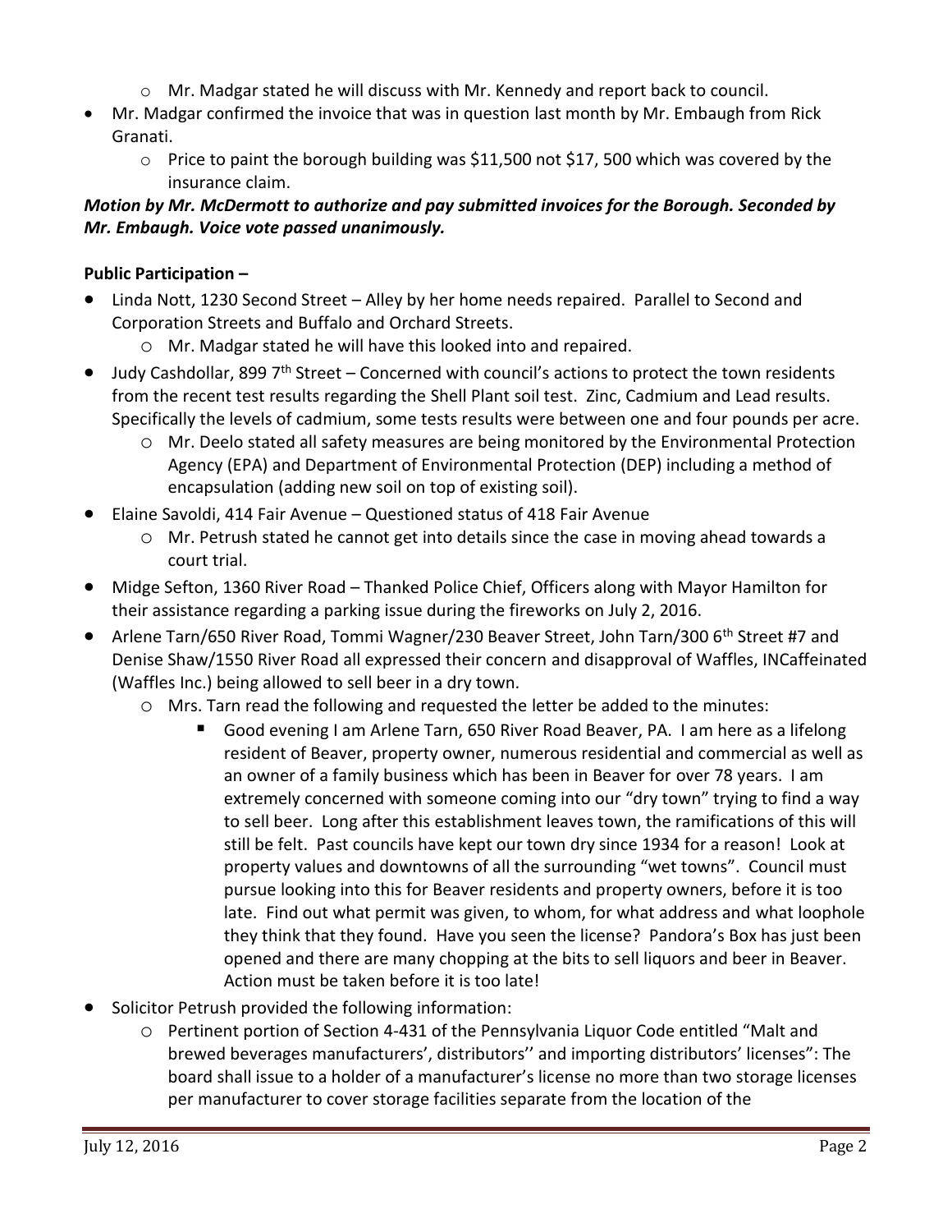- Mr. Madgar stated he will discuss with Mr. Kennedy and report back to council.
- Mr. Madgar confirmed the invoice that was in question last month by Mr. Embaugh from Rick Granati.
  - Price to paint the borough building was $11,500 not $17, 500 which was covered by the insurance claim.

***Motion by Mr. McDermott to authorize and pay submitted invoices for the Borough. Seconded by Mr. Embaugh. Voice vote passed unanimously.***

**Public Participation –**

- Linda Nott, 1230 Second Street – Alley by her home needs repaired. Parallel to Second and Corporation Streets and Buffalo and Orchard Streets.
  - Mr. Madgar stated he will have this looked into and repaired.
- Judy Cashdollar, 899 7th Street – Concerned with council's actions to protect the town residents from the recent test results regarding the Shell Plant soil test. Zinc, Cadmium and Lead results. Specifically the levels of cadmium, some tests results were between one and four pounds per acre.
  - Mr. Deelo stated all safety measures are being monitored by the Environmental Protection Agency (EPA) and Department of Environmental Protection (DEP) including a method of encapsulation (adding new soil on top of existing soil).
- Elaine Savoldi, 414 Fair Avenue – Questioned status of 418 Fair Avenue
  - Mr. Petrush stated he cannot get into details since the case in moving ahead towards a court trial.
- Midge Sefton, 1360 River Road – Thanked Police Chief, Officers along with Mayor Hamilton for their assistance regarding a parking issue during the fireworks on July 2, 2016.
- Arlene Tarn/650 River Road, Tommi Wagner/230 Beaver Street, John Tarn/300 6th Street #7 and Denise Shaw/1550 River Road all expressed their concern and disapproval of Waffles, INCaffeinated (Waffles Inc.) being allowed to sell beer in a dry town.
  - Mrs. Tarn read the following and requested the letter be added to the minutes:
    - Good evening I am Arlene Tarn, 650 River Road Beaver, PA. I am here as a lifelong resident of Beaver, property owner, numerous residential and commercial as well as an owner of a family business which has been in Beaver for over 78 years. I am extremely concerned with someone coming into our "dry town" trying to find a way to sell beer. Long after this establishment leaves town, the ramifications of this will still be felt. Past councils have kept our town dry since 1934 for a reason! Look at property values and downtowns of all the surrounding "wet towns". Council must pursue looking into this for Beaver residents and property owners, before it is too late. Find out what permit was given, to whom, for what address and what loophole they think that they found. Have you seen the license? Pandora's Box has just been opened and there are many chopping at the bits to sell liquors and beer in Beaver. Action must be taken before it is too late!
- Solicitor Petrush provided the following information:
  - Pertinent portion of Section 4-431 of the Pennsylvania Liquor Code entitled "Malt and brewed beverages manufacturers', distributors'' and importing distributors' licenses": The board shall issue to a holder of a manufacturer's license no more than two storage licenses per manufacturer to cover storage facilities separate from the location of the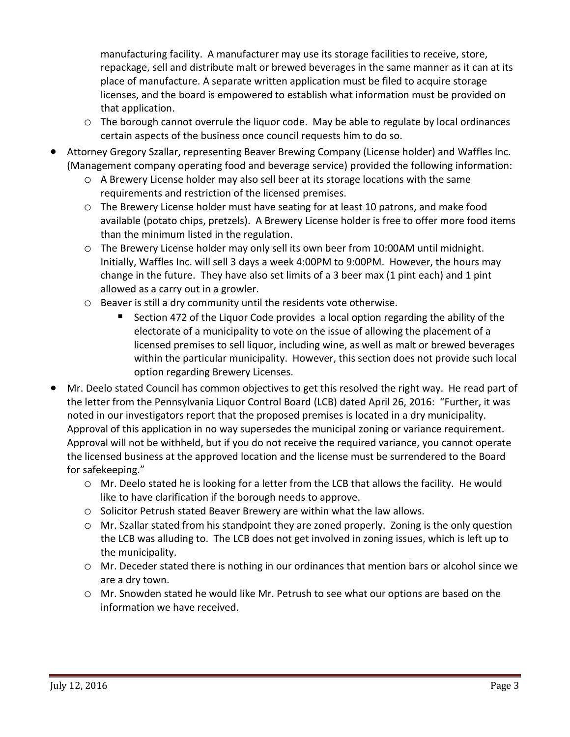manufacturing facility. A manufacturer may use its storage facilities to receive, store, repackage, sell and distribute malt or brewed beverages in the same manner as it can at its place of manufacture. A separate written application must be filed to acquire storage licenses, and the board is empowered to establish what information must be provided on that application.

  - The borough cannot overrule the liquor code. May be able to regulate by local ordinances certain aspects of the business once council requests him to do so.

- Attorney Gregory Szallar, representing Beaver Brewing Company (License holder) and Waffles Inc. (Management company operating food and beverage service) provided the following information:
  - A Brewery License holder may also sell beer at its storage locations with the same requirements and restriction of the licensed premises.
  - The Brewery License holder must have seating for at least 10 patrons, and make food available (potato chips, pretzels). A Brewery License holder is free to offer more food items than the minimum listed in the regulation.
  - The Brewery License holder may only sell its own beer from 10:00AM until midnight. Initially, Waffles Inc. will sell 3 days a week 4:00PM to 9:00PM. However, the hours may change in the future. They have also set limits of a 3 beer max (1 pint each) and 1 pint allowed as a carry out in a growler.
  - Beaver is still a dry community until the residents vote otherwise.
    - Section 472 of the Liquor Code provides a local option regarding the ability of the electorate of a municipality to vote on the issue of allowing the placement of a licensed premises to sell liquor, including wine, as well as malt or brewed beverages within the particular municipality. However, this section does not provide such local option regarding Brewery Licenses.
- Mr. Deelo stated Council has common objectives to get this resolved the right way. He read part of the letter from the Pennsylvania Liquor Control Board (LCB) dated April 26, 2016: "Further, it was noted in our investigators report that the proposed premises is located in a dry municipality. Approval of this application in no way supersedes the municipal zoning or variance requirement. Approval will not be withheld, but if you do not receive the required variance, you cannot operate the licensed business at the approved location and the license must be surrendered to the Board for safekeeping."
  - Mr. Deelo stated he is looking for a letter from the LCB that allows the facility. He would like to have clarification if the borough needs to approve.
  - Solicitor Petrush stated Beaver Brewery are within what the law allows.
  - Mr. Szallar stated from his standpoint they are zoned properly. Zoning is the only question the LCB was alluding to. The LCB does not get involved in zoning issues, which is left up to the municipality.
  - Mr. Deceder stated there is nothing in our ordinances that mention bars or alcohol since we are a dry town.
  - Mr. Snowden stated he would like Mr. Petrush to see what our options are based on the information we have received.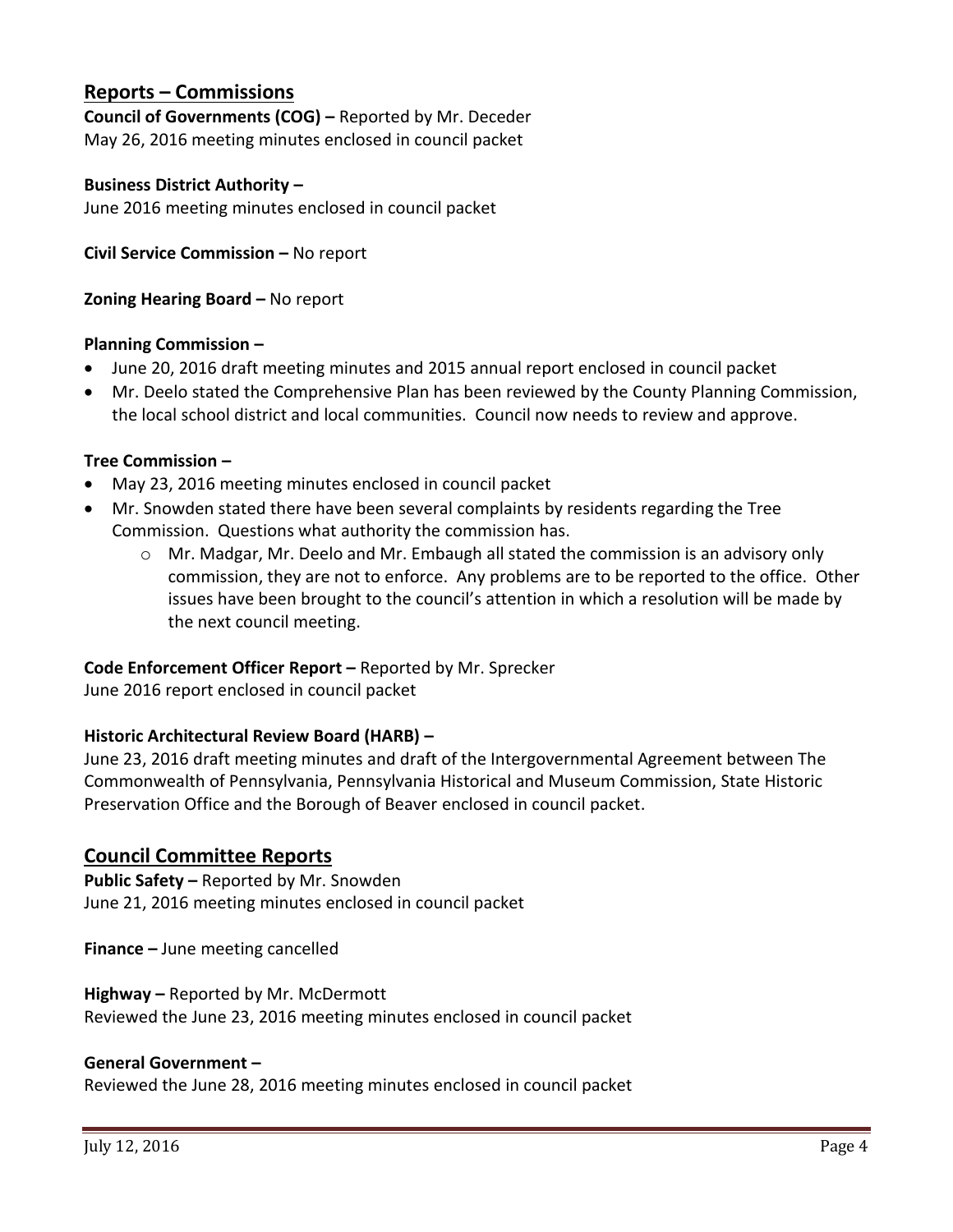## Reports – Commissions

**Council of Governments (COG) –** Reported by Mr. Deceder
May 26, 2016 meeting minutes enclosed in council packet

**Business District Authority –**
June 2016 meeting minutes enclosed in council packet

**Civil Service Commission –** No report

**Zoning Hearing Board –** No report

**Planning Commission –**

- June 20, 2016 draft meeting minutes and 2015 annual report enclosed in council packet
- Mr. Deelo stated the Comprehensive Plan has been reviewed by the County Planning Commission, the local school district and local communities. Council now needs to review and approve.

**Tree Commission –**

- May 23, 2016 meeting minutes enclosed in council packet
- Mr. Snowden stated there have been several complaints by residents regarding the Tree Commission. Questions what authority the commission has.
    - Mr. Madgar, Mr. Deelo and Mr. Embaugh all stated the commission is an advisory only commission, they are not to enforce. Any problems are to be reported to the office. Other issues have been brought to the council's attention in which a resolution will be made by the next council meeting.

**Code Enforcement Officer Report –** Reported by Mr. Sprecker
June 2016 report enclosed in council packet

**Historic Architectural Review Board (HARB) –**
June 23, 2016 draft meeting minutes and draft of the Intergovernmental Agreement between The Commonwealth of Pennsylvania, Pennsylvania Historical and Museum Commission, State Historic Preservation Office and the Borough of Beaver enclosed in council packet.

## Council Committee Reports

**Public Safety –** Reported by Mr. Snowden
June 21, 2016 meeting minutes enclosed in council packet

**Finance –** June meeting cancelled

**Highway –** Reported by Mr. McDermott
Reviewed the June 23, 2016 meeting minutes enclosed in council packet

**General Government –**
Reviewed the June 28, 2016 meeting minutes enclosed in council packet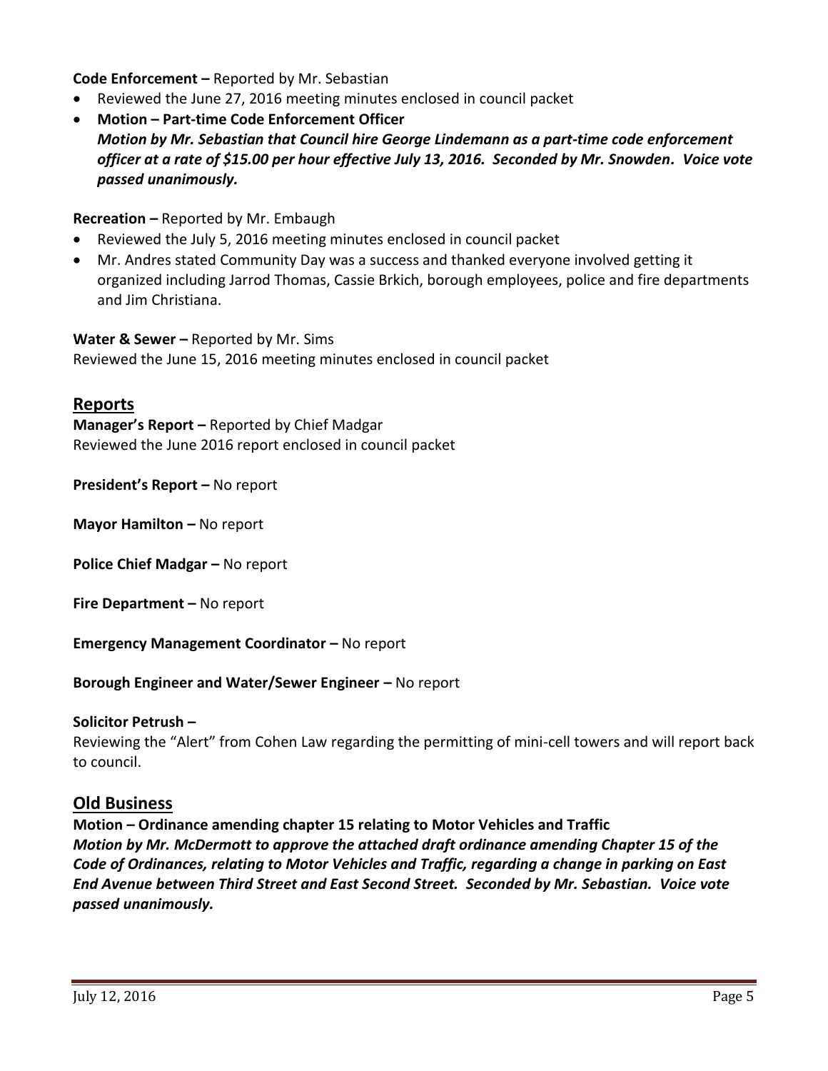**Code Enforcement –** Reported by Mr. Sebastian

- Reviewed the June 27, 2016 meeting minutes enclosed in council packet
- **Motion – Part-time Code Enforcement Officer**
  ***Motion by Mr. Sebastian that Council hire George Lindemann as a part-time code enforcement officer at a rate of $15.00 per hour effective July 13, 2016. Seconded by Mr. Snowden. Voice vote passed unanimously.***

**Recreation –** Reported by Mr. Embaugh

- Reviewed the July 5, 2016 meeting minutes enclosed in council packet
- Mr. Andres stated Community Day was a success and thanked everyone involved getting it organized including Jarrod Thomas, Cassie Brkich, borough employees, police and fire departments and Jim Christiana.

**Water & Sewer –** Reported by Mr. Sims
Reviewed the June 15, 2016 meeting minutes enclosed in council packet

## Reports

**Manager's Report –** Reported by Chief Madgar
Reviewed the June 2016 report enclosed in council packet

**President's Report –** No report

**Mayor Hamilton –** No report

**Police Chief Madgar –** No report

**Fire Department –** No report

**Emergency Management Coordinator –** No report

**Borough Engineer and Water/Sewer Engineer –** No report

**Solicitor Petrush –**
Reviewing the "Alert" from Cohen Law regarding the permitting of mini-cell towers and will report back to council.

## Old Business

**Motion – Ordinance amending chapter 15 relating to Motor Vehicles and Traffic**
***Motion by Mr. McDermott to approve the attached draft ordinance amending Chapter 15 of the Code of Ordinances, relating to Motor Vehicles and Traffic, regarding a change in parking on East End Avenue between Third Street and East Second Street. Seconded by Mr. Sebastian. Voice vote passed unanimously.***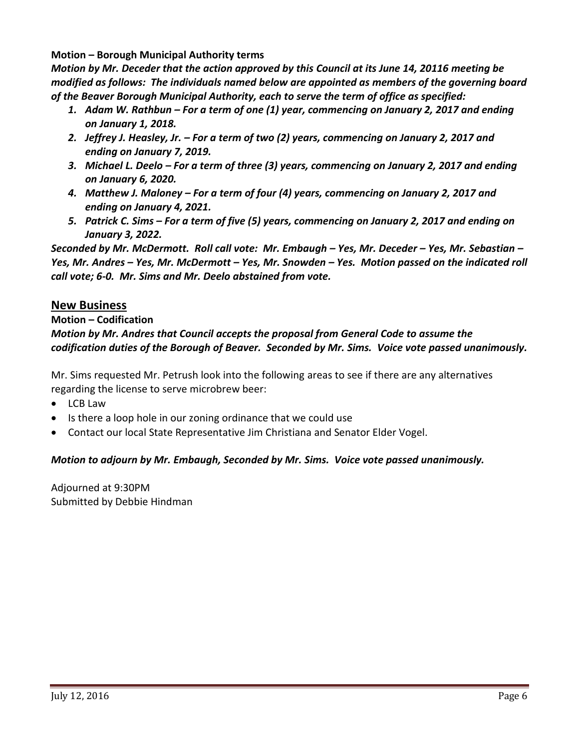**Motion – Borough Municipal Authority terms**

***Motion by Mr. Deceder that the action approved by this Council at its June 14, 20116 meeting be modified as follows: The individuals named below are appointed as members of the governing board of the Beaver Borough Municipal Authority, each to serve the term of office as specified:***

1. ***Adam W. Rathbun – For a term of one (1) year, commencing on January 2, 2017 and ending on January 1, 2018.***
2. ***Jeffrey J. Heasley, Jr. – For a term of two (2) years, commencing on January 2, 2017 and ending on January 7, 2019.***
3. ***Michael L. Deelo – For a term of three (3) years, commencing on January 2, 2017 and ending on January 6, 2020.***
4. ***Matthew J. Maloney – For a term of four (4) years, commencing on January 2, 2017 and ending on January 4, 2021.***
5. ***Patrick C. Sims – For a term of five (5) years, commencing on January 2, 2017 and ending on January 3, 2022.***

***Seconded by Mr. McDermott. Roll call vote: Mr. Embaugh – Yes, Mr. Deceder – Yes, Mr. Sebastian – Yes, Mr. Andres – Yes, Mr. McDermott – Yes, Mr. Snowden – Yes. Motion passed on the indicated roll call vote; 6-0. Mr. Sims and Mr. Deelo abstained from vote.***

## New Business

**Motion – Codification**

***Motion by Mr. Andres that Council accepts the proposal from General Code to assume the codification duties of the Borough of Beaver. Seconded by Mr. Sims. Voice vote passed unanimously.***

Mr. Sims requested Mr. Petrush look into the following areas to see if there are any alternatives regarding the license to serve microbrew beer:

- LCB Law
- Is there a loop hole in our zoning ordinance that we could use
- Contact our local State Representative Jim Christiana and Senator Elder Vogel.

***Motion to adjourn by Mr. Embaugh, Seconded by Mr. Sims. Voice vote passed unanimously.***

Adjourned at 9:30PM
Submitted by Debbie Hindman